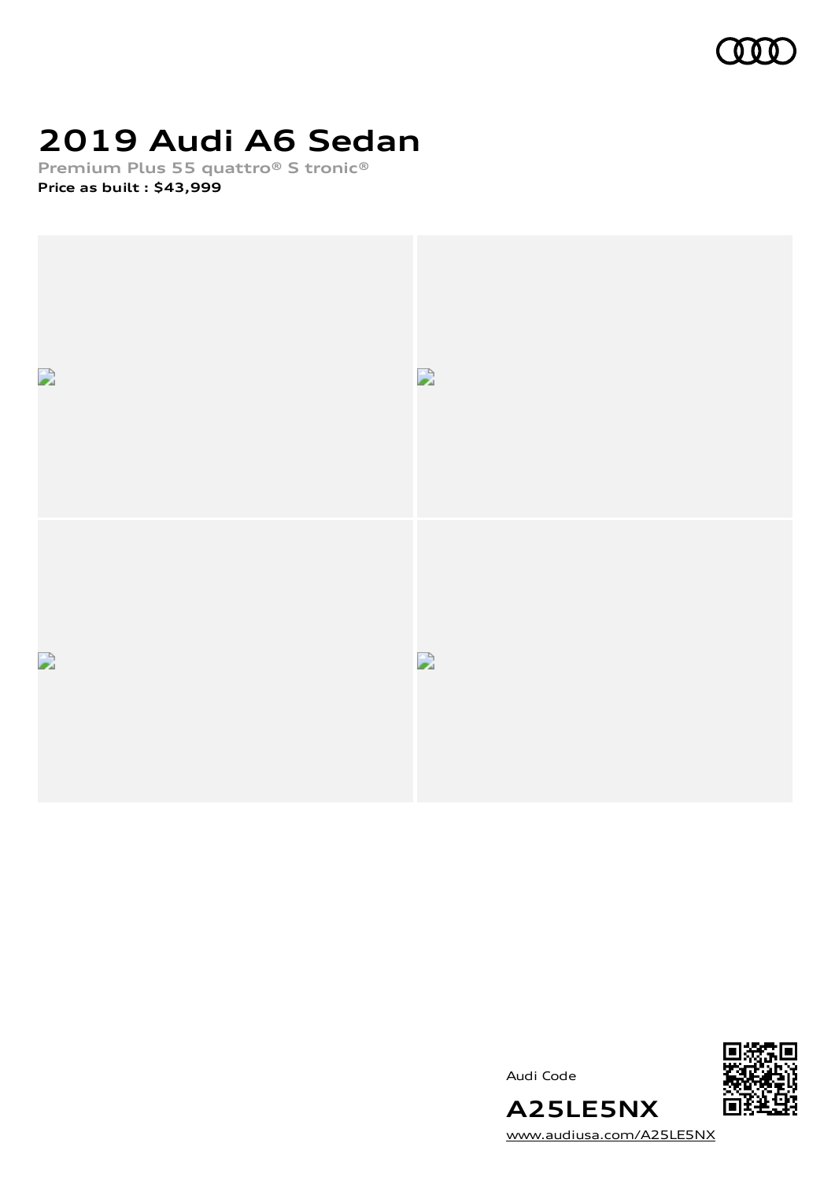# 2019 Audi A6 Sedan

**Premium Plus 55 quattro® S tronic®**

**Price as built : $43,999**

Audi Code

**A25LE5NX**

www.audiusa.com/A25LE5NX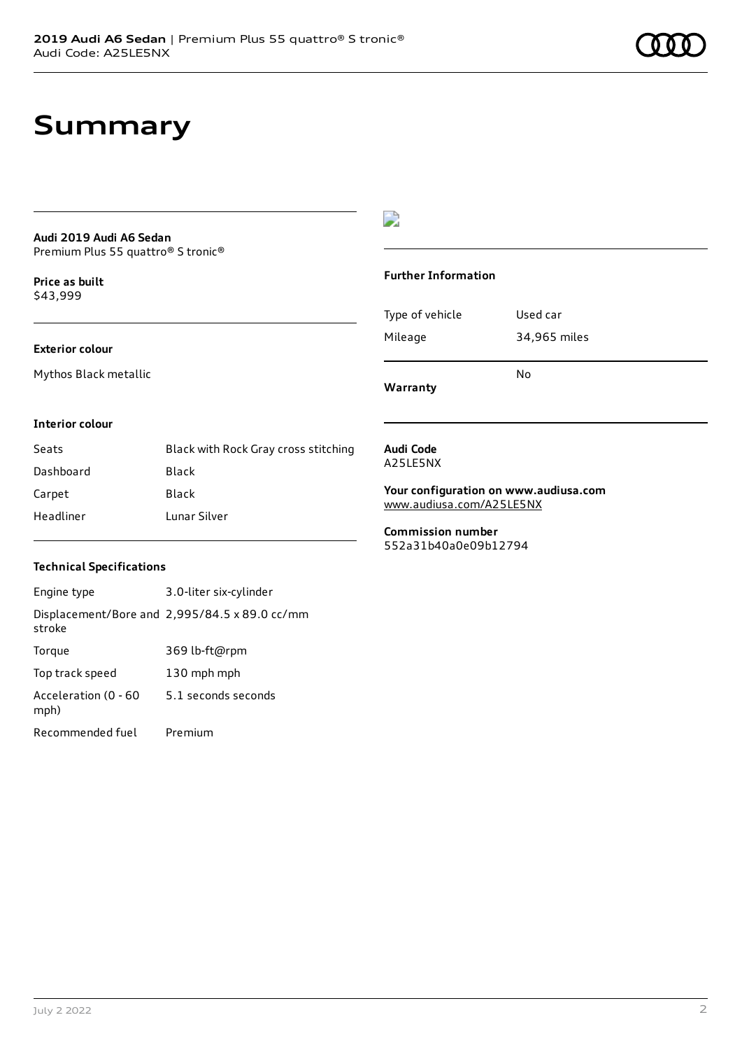# Summary

**Audi 2019 Audi A6 Sedan**
Premium Plus 55 quattro® S tronic®

**Price as built**
$43,999

**Exterior colour**

Mythos Black metallic

**Interior colour**

| | |
|---|---|
| Seats | Black with Rock Gray cross stitching |
| Dashboard | Black |
| Carpet | Black |
| Headliner | Lunar Silver |

**Technical Specifications**

| | |
|---|---|
| Engine type | 3.0-liter six-cylinder |
| Displacement/Bore and stroke | 2,995/84.5 x 89.0 cc/mm |
| Torque | 369 lb-ft@rpm |
| Top track speed | 130 mph mph |
| Acceleration (0 - 60 mph) | 5.1 seconds seconds |
| Recommended fuel | Premium |

**Further Information**

| | |
|---|---|
| Type of vehicle | Used car |
| Mileage | 34,965 miles |
| **Warranty** | No |

**Audi Code**
A25LE5NX

**Your configuration on www.audiusa.com**
www.audiusa.com/A25LE5NX

**Commission number**
552a31b40a0e09b12794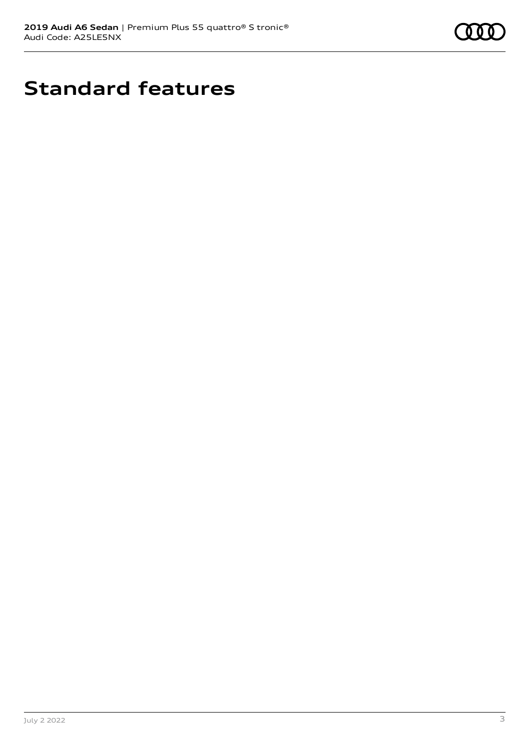# Standard features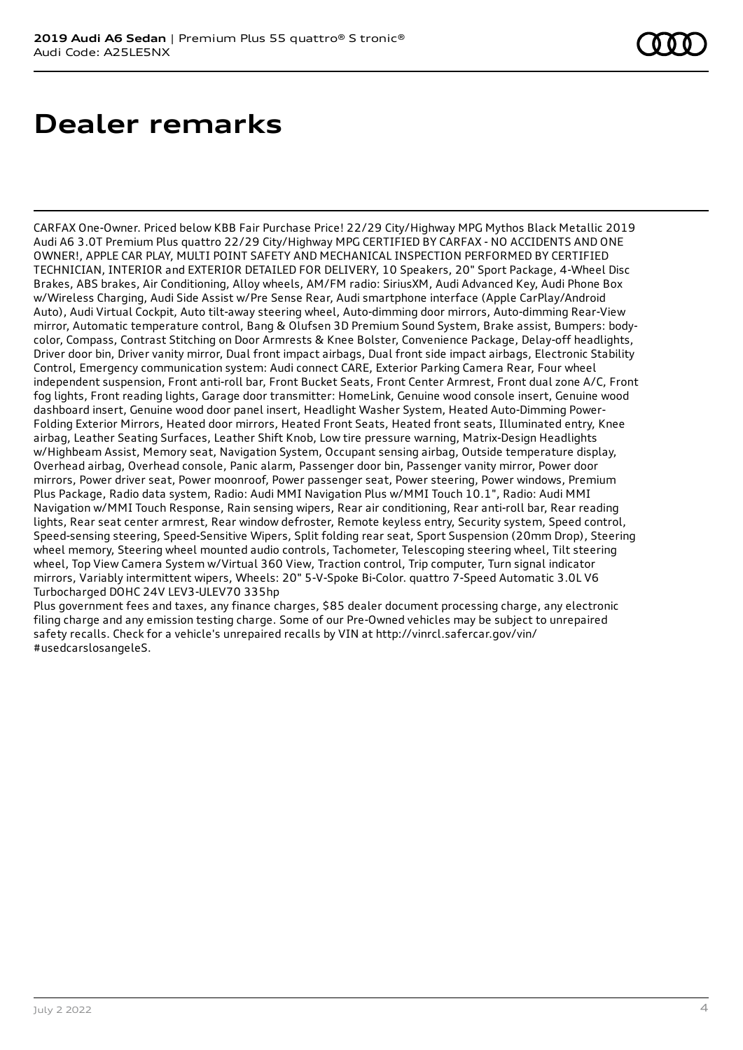# Dealer remarks

CARFAX One-Owner. Priced below KBB Fair Purchase Price! 22/29 City/Highway MPG Mythos Black Metallic 2019 Audi A6 3.0T Premium Plus quattro 22/29 City/Highway MPG CERTIFIED BY CARFAX - NO ACCIDENTS AND ONE OWNER!, APPLE CAR PLAY, MULTI POINT SAFETY AND MECHANICAL INSPECTION PERFORMED BY CERTIFIED TECHNICIAN, INTERIOR and EXTERIOR DETAILED FOR DELIVERY, 10 Speakers, 20" Sport Package, 4-Wheel Disc Brakes, ABS brakes, Air Conditioning, Alloy wheels, AM/FM radio: SiriusXM, Audi Advanced Key, Audi Phone Box w/Wireless Charging, Audi Side Assist w/Pre Sense Rear, Audi smartphone interface (Apple CarPlay/Android Auto), Audi Virtual Cockpit, Auto tilt-away steering wheel, Auto-dimming door mirrors, Auto-dimming Rear-View mirror, Automatic temperature control, Bang & Olufsen 3D Premium Sound System, Brake assist, Bumpers: body-color, Compass, Contrast Stitching on Door Armrests & Knee Bolster, Convenience Package, Delay-off headlights, Driver door bin, Driver vanity mirror, Dual front impact airbags, Dual front side impact airbags, Electronic Stability Control, Emergency communication system: Audi connect CARE, Exterior Parking Camera Rear, Four wheel independent suspension, Front anti-roll bar, Front Bucket Seats, Front Center Armrest, Front dual zone A/C, Front fog lights, Front reading lights, Garage door transmitter: HomeLink, Genuine wood console insert, Genuine wood dashboard insert, Genuine wood door panel insert, Headlight Washer System, Heated Auto-Dimming Power-Folding Exterior Mirrors, Heated door mirrors, Heated Front Seats, Heated front seats, Illuminated entry, Knee airbag, Leather Seating Surfaces, Leather Shift Knob, Low tire pressure warning, Matrix-Design Headlights w/Highbeam Assist, Memory seat, Navigation System, Occupant sensing airbag, Outside temperature display, Overhead airbag, Overhead console, Panic alarm, Passenger door bin, Passenger vanity mirror, Power door mirrors, Power driver seat, Power moonroof, Power passenger seat, Power steering, Power windows, Premium Plus Package, Radio data system, Radio: Audi MMI Navigation Plus w/MMI Touch 10.1", Radio: Audi MMI Navigation w/MMI Touch Response, Rain sensing wipers, Rear air conditioning, Rear anti-roll bar, Rear reading lights, Rear seat center armrest, Rear window defroster, Remote keyless entry, Security system, Speed control, Speed-sensing steering, Speed-Sensitive Wipers, Split folding rear seat, Sport Suspension (20mm Drop), Steering wheel memory, Steering wheel mounted audio controls, Tachometer, Telescoping steering wheel, Tilt steering wheel, Top View Camera System w/Virtual 360 View, Traction control, Trip computer, Turn signal indicator mirrors, Variably intermittent wipers, Wheels: 20" 5-V-Spoke Bi-Color. quattro 7-Speed Automatic 3.0L V6 Turbocharged DOHC 24V LEV3-ULEV70 335hp

Plus government fees and taxes, any finance charges, $85 dealer document processing charge, any electronic filing charge and any emission testing charge. Some of our Pre-Owned vehicles may be subject to unrepaired safety recalls. Check for a vehicle's unrepaired recalls by VIN at http://vinrcl.safercar.gov/vin/ #usedcarslosangeleS.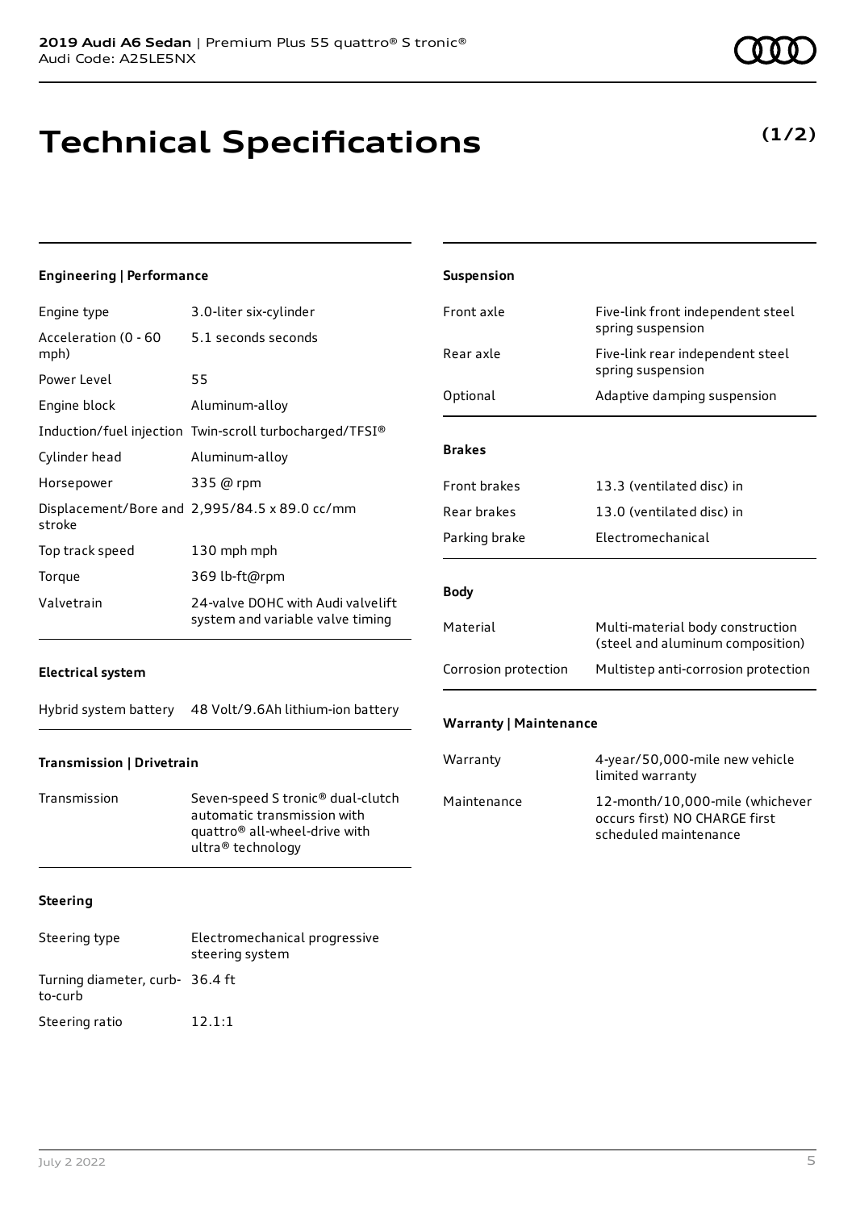**2019 Audi A6 Sedan** | Premium Plus 55 quattro® S tronic®
Audi Code: A25LE5NX

# Technical Specifications

**(1/2)**

### Engineering | Performance

| | |
|---|---|
| Engine type | 3.0-liter six-cylinder |
| Acceleration (0 - 60 mph) | 5.1 seconds seconds |
| Power Level | 55 |
| Engine block | Aluminum-alloy |
| Induction/fuel injection | Twin-scroll turbocharged/TFSI® |
| Cylinder head | Aluminum-alloy |
| Horsepower | 335 @ rpm |
| Displacement/Bore and stroke | 2,995/84.5 x 89.0 cc/mm |
| Top track speed | 130 mph mph |
| Torque | 369 lb-ft@rpm |
| Valvetrain | 24-valve DOHC with Audi valvelift system and variable valve timing |

### Electrical system

| | |
|---|---|
| Hybrid system battery | 48 Volt/9.6Ah lithium-ion battery |

### Transmission | Drivetrain

| | |
|---|---|
| Transmission | Seven-speed S tronic® dual-clutch automatic transmission with quattro® all-wheel-drive with ultra® technology |

### Steering

| | |
|---|---|
| Steering type | Electromechanical progressive steering system |
| Turning diameter, curb-to-curb | 36.4 ft |
| Steering ratio | 12.1:1 |

### Suspension

| | |
|---|---|
| Front axle | Five-link front independent steel spring suspension |
| Rear axle | Five-link rear independent steel spring suspension |
| Optional | Adaptive damping suspension |

### Brakes

| | |
|---|---|
| Front brakes | 13.3 (ventilated disc) in |
| Rear brakes | 13.0 (ventilated disc) in |
| Parking brake | Electromechanical |

### Body

| | |
|---|---|
| Material | Multi-material body construction (steel and aluminum composition) |
| Corrosion protection | Multistep anti-corrosion protection |

### Warranty | Maintenance

| | |
|---|---|
| Warranty | 4-year/50,000-mile new vehicle limited warranty |
| Maintenance | 12-month/10,000-mile (whichever occurs first) NO CHARGE first scheduled maintenance |

July 2 2022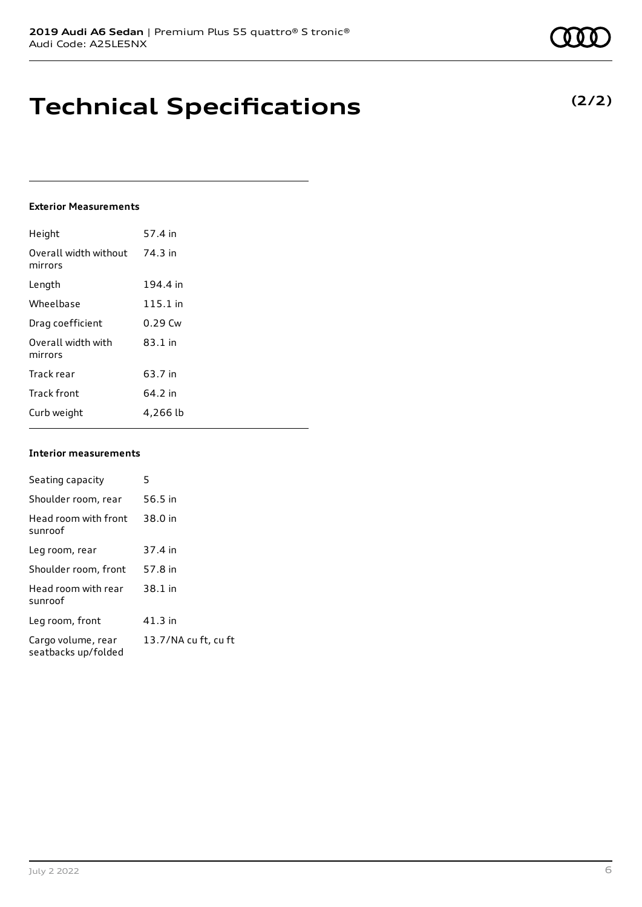# Technical Specifications

**(2/2)**

### Exterior Measurements

| | |
|---|---|
| Height | 57.4 in |
| Overall width without mirrors | 74.3 in |
| Length | 194.4 in |
| Wheelbase | 115.1 in |
| Drag coefficient | 0.29 Cw |
| Overall width with mirrors | 83.1 in |
| Track rear | 63.7 in |
| Track front | 64.2 in |
| Curb weight | 4,266 lb |

### Interior measurements

| | |
|---|---|
| Seating capacity | 5 |
| Shoulder room, rear | 56.5 in |
| Head room with front sunroof | 38.0 in |
| Leg room, rear | 37.4 in |
| Shoulder room, front | 57.8 in |
| Head room with rear sunroof | 38.1 in |
| Leg room, front | 41.3 in |
| Cargo volume, rear seatbacks up/folded | 13.7/NA cu ft, cu ft |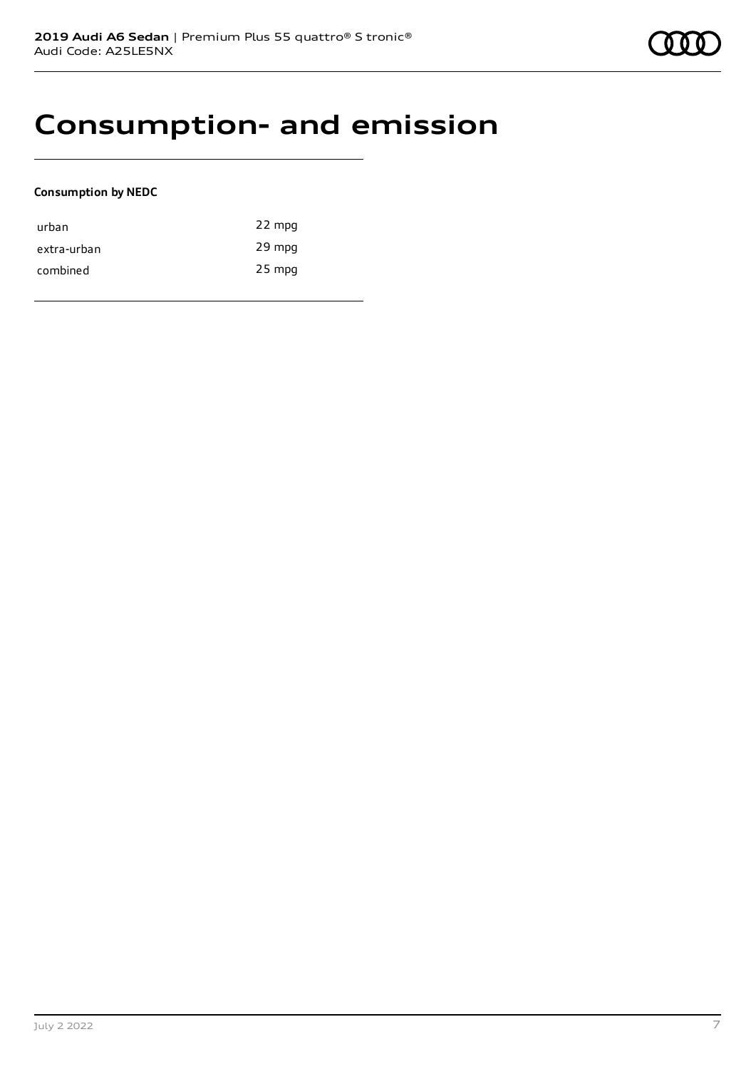# Consumption- and emission

**Consumption by NEDC**

| | |
|---|---|
| urban | 22 mpg |
| extra-urban | 29 mpg |
| combined | 25 mpg |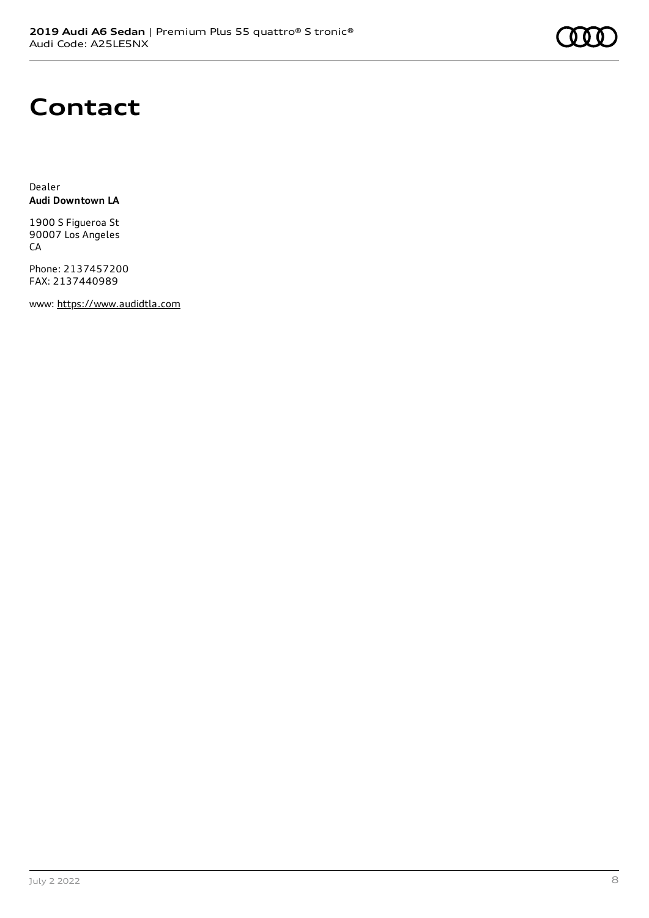# Contact

Dealer
**Audi Downtown LA**

1900 S Figueroa St
90007 Los Angeles
CA

Phone: 2137457200
FAX: 2137440989

www: https://www.audidtla.com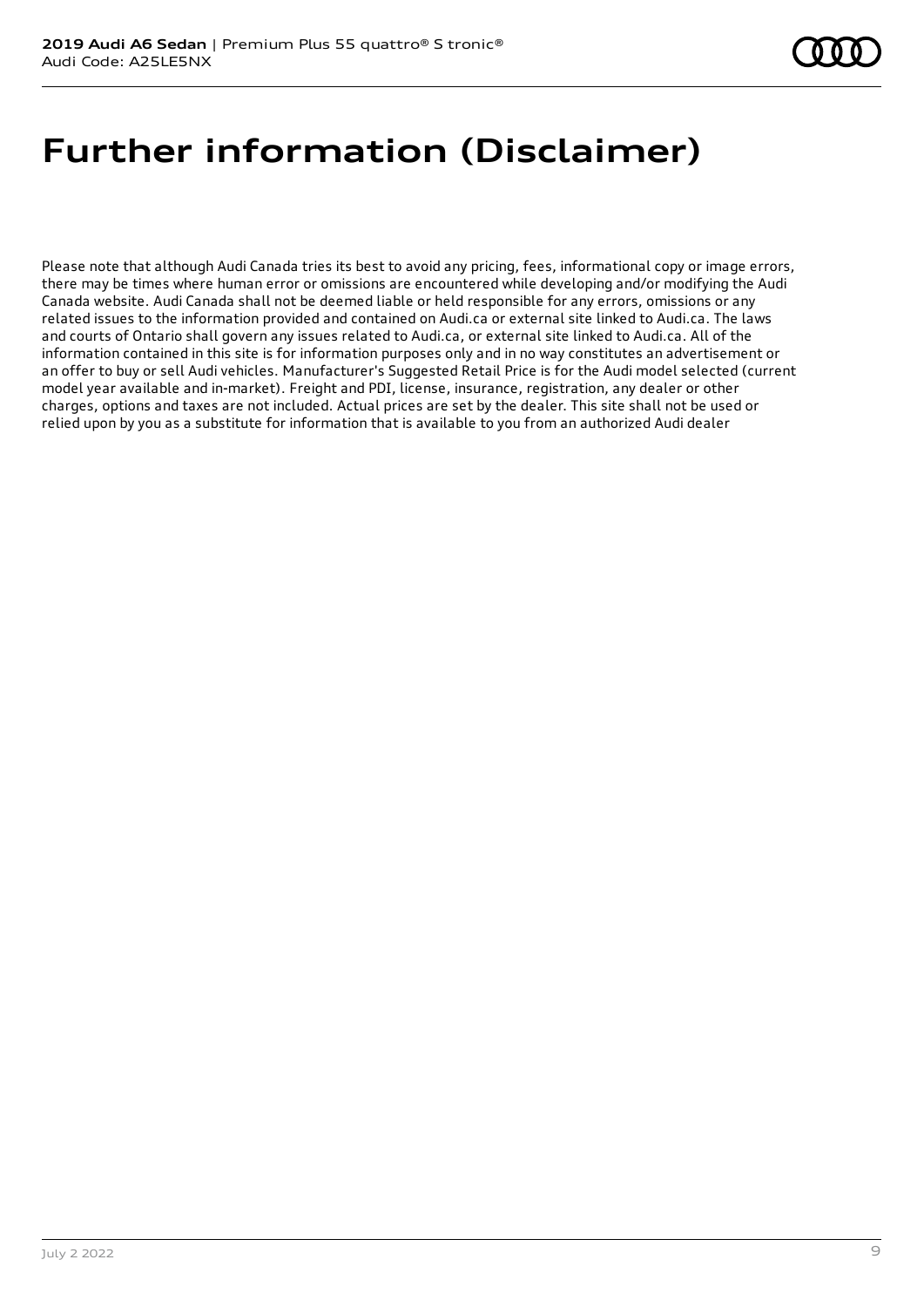# Further information (Disclaimer)

Please note that although Audi Canada tries its best to avoid any pricing, fees, informational copy or image errors, there may be times where human error or omissions are encountered while developing and/or modifying the Audi Canada website. Audi Canada shall not be deemed liable or held responsible for any errors, omissions or any related issues to the information provided and contained on Audi.ca or external site linked to Audi.ca. The laws and courts of Ontario shall govern any issues related to Audi.ca, or external site linked to Audi.ca. All of the information contained in this site is for information purposes only and in no way constitutes an advertisement or an offer to buy or sell Audi vehicles. Manufacturer's Suggested Retail Price is for the Audi model selected (current model year available and in-market). Freight and PDI, license, insurance, registration, any dealer or other charges, options and taxes are not included. Actual prices are set by the dealer. This site shall not be used or relied upon by you as a substitute for information that is available to you from an authorized Audi dealer